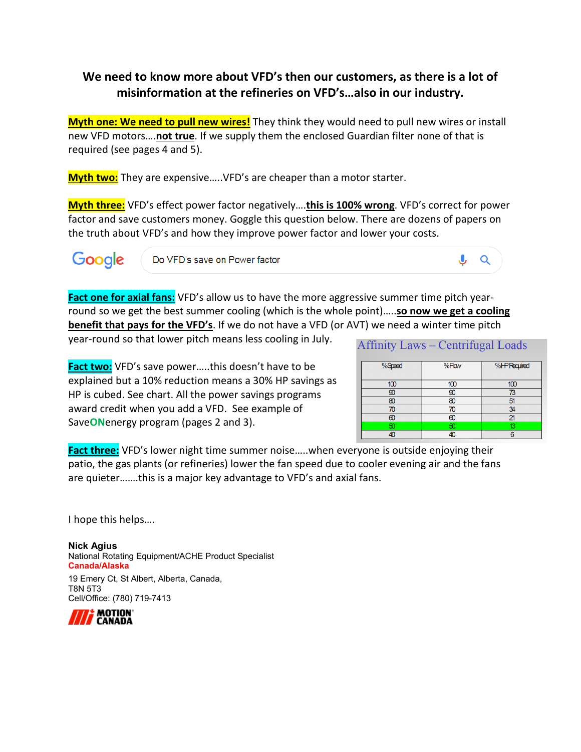# We need to know more about VFD's then our customers, as there is a lot of misinformation at the refineries on VFD's…also in our industry.

**Myth one: We need to pull new wires!** They think they would need to pull new wires or install new VFD motors….**not true**. If we supply them the enclosed Guardian filter none of that is required (see pages 4 and 5).

**Myth two:** They are expensive…..VFD's are cheaper than a motor starter.

**Myth three:** VFD's effect power factor negatively….**this is 100% wrong**. VFD's correct for power factor and save customers money. Goggle this question below. There are dozens of papers on the truth about VFD's and how they improve power factor and lower your costs.

Google: Do VFD's save on Power factor

**Fact one for axial fans:** VFD's allow us to have the more aggressive summer time pitch year-round so we get the best summer cooling (which is the whole point)…..**so now we get a cooling benefit that pays for the VFD's**. If we do not have a VFD (or AVT) we need a winter time pitch year-round so that lower pitch means less cooling in July.

**Fact two:** VFD's save power…..this doesn't have to be explained but a 10% reduction means a 30% HP savings as HP is cubed. See chart. All the power savings programs award credit when you add a VFD. See example of SaveONenergy program (pages 2 and 3).

Affinity Laws – Centrifugal Loads

| %Speed | %Flow | %HP Required |
|---|---|---|
| 100 | 100 | 100 |
| 90 | 90 | 73 |
| 80 | 80 | 51 |
| 70 | 70 | 34 |
| 60 | 60 | 21 |
| 50 | 50 | 13 |
| 40 | 40 | 6 |

**Fact three:** VFD's lower night time summer noise…..when everyone is outside enjoying their patio, the gas plants (or refineries) lower the fan speed due to cooler evening air and the fans are quieter…….this is a major key advantage to VFD's and axial fans.

I hope this helps….

**Nick Agius**
National Rotating Equipment/ACHE Product Specialist
**Canada/Alaska**
19 Emery Ct, St Albert, Alberta, Canada,
T8N 5T3
Cell/Office: (780) 719-7413

MOTION CANADA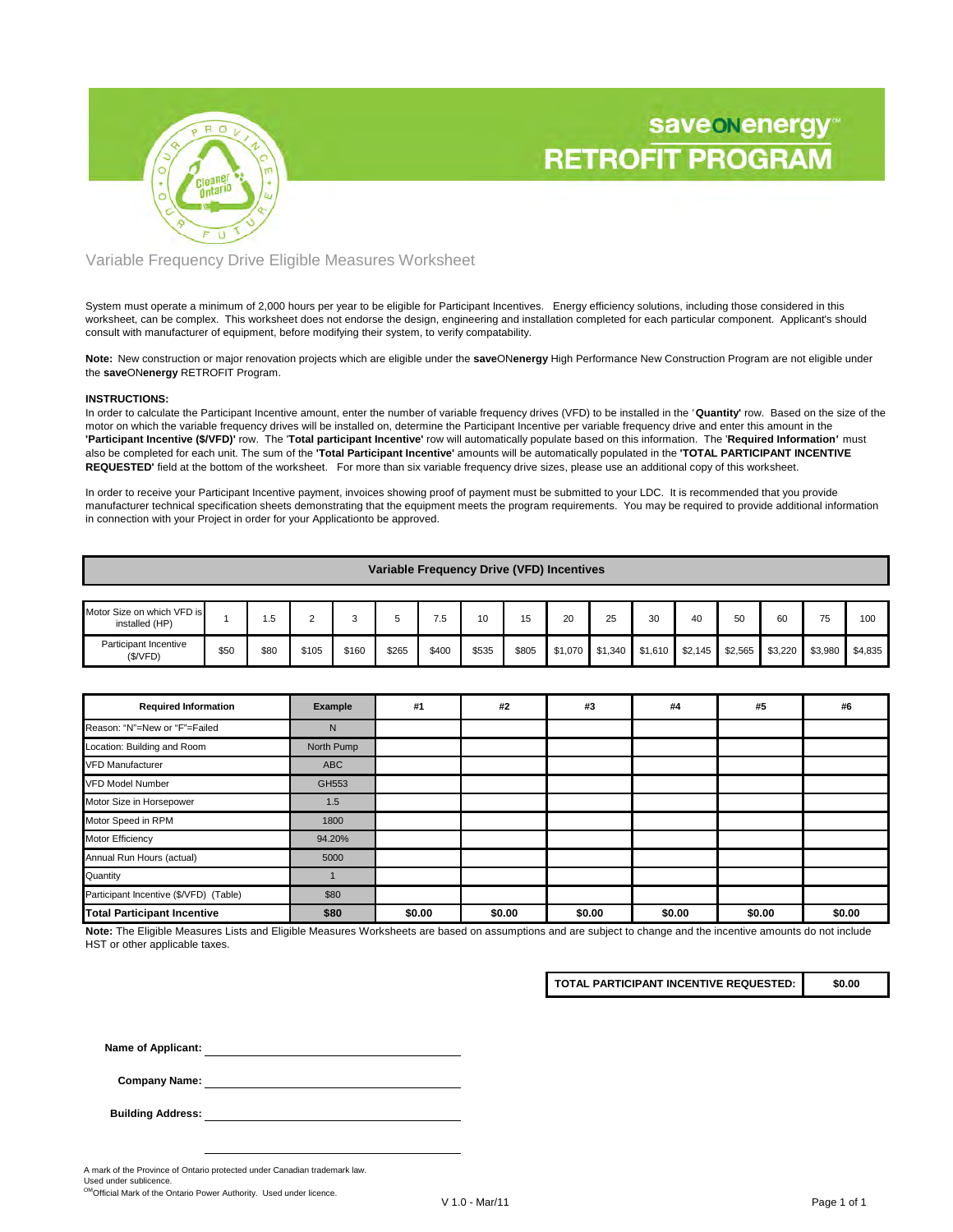# saveONenergy RETROFIT PROGRAM

## Variable Frequency Drive Eligible Measures Worksheet

System must operate a minimum of 2,000 hours per year to be eligible for Participant Incentives. Energy efficiency solutions, including those considered in this worksheet, can be complex. This worksheet does not endorse the design, engineering and installation completed for each particular component. Applicant's should consult with manufacturer of equipment, before modifying their system, to verify compatability.

**Note:** New construction or major renovation projects which are eligible under the **save**ON**energy** High Performance New Construction Program are not eligible under the **save**ON**energy** RETROFIT Program.

**INSTRUCTIONS:**
In order to calculate the Participant Incentive amount, enter the number of variable frequency drives (VFD) to be installed in the '**Quantity'** row. Based on the size of the motor on which the variable frequency drives will be installed on, determine the Participant Incentive per variable frequency drive and enter this amount in the **'Participant Incentive ($/VFD)'** row. The '**Total participant Incentive'** row will automatically populate based on this information. The '**Required Information'** must also be completed for each unit. The sum of the **'Total Participant Incentive'** amounts will be automatically populated in the **'TOTAL PARTICIPANT INCENTIVE REQUESTED'** field at the bottom of the worksheet. For more than six variable frequency drive sizes, please use an additional copy of this worksheet.

In order to receive your Participant Incentive payment, invoices showing proof of payment must be submitted to your LDC. It is recommended that you provide manufacturer technical specification sheets demonstrating that the equipment meets the program requirements. You may be required to provide additional information in connection with your Project in order for your Applicationto be approved.

### Variable Frequency Drive (VFD) Incentives

| Motor Size on which VFD is installed (HP) | 1 | 1.5 | 2 | 3 | 5 | 7.5 | 10 | 15 | 20 | 25 | 30 | 40 | 50 | 60 | 75 | 100 |
|---|---|---|---|---|---|---|---|---|---|---|---|---|---|---|---|---|
| Participant Incentive ($/VFD) | $50 | $80 | $105 | $160 | $265 | $400 | $535 | $805 | $1,070 | $1,340 | $1,610 | $2,145 | $2,565 | $3,220 | $3,980 | $4,835 |

| Required Information | Example | #1 | #2 | #3 | #4 | #5 | #6 |
|---|---|---|---|---|---|---|---|
| Reason: "N"=New or "F"=Failed | N | | | | | | |
| Location: Building and Room | North Pump | | | | | | |
| VFD Manufacturer | ABC | | | | | | |
| VFD Model Number | GH553 | | | | | | |
| Motor Size in Horsepower | 1.5 | | | | | | |
| Motor Speed in RPM | 1800 | | | | | | |
| Motor Efficiency | 94.20% | | | | | | |
| Annual Run Hours (actual) | 5000 | | | | | | |
| Quantity | 1 | | | | | | |
| Participant Incentive ($/VFD) (Table) | $80 | | | | | | |
| **Total Participant Incentive** | **$80** | **$0.00** | **$0.00** | **$0.00** | **$0.00** | **$0.00** | **$0.00** |

**Note:** The Eligible Measures Lists and Eligible Measures Worksheets are based on assumptions and are subject to change and the incentive amounts do not include HST or other applicable taxes.

| TOTAL PARTICIPANT INCENTIVE REQUESTED: | $0.00 |
|---|---|

**Name of Applicant:** ____________________

**Company Name:** ____________________

**Building Address:** ____________________

____________________

A mark of the Province of Ontario protected under Canadian trademark law.
Used under sublicence.
OM Official Mark of the Ontario Power Authority. Used under licence.

V 1.0 - Mar/11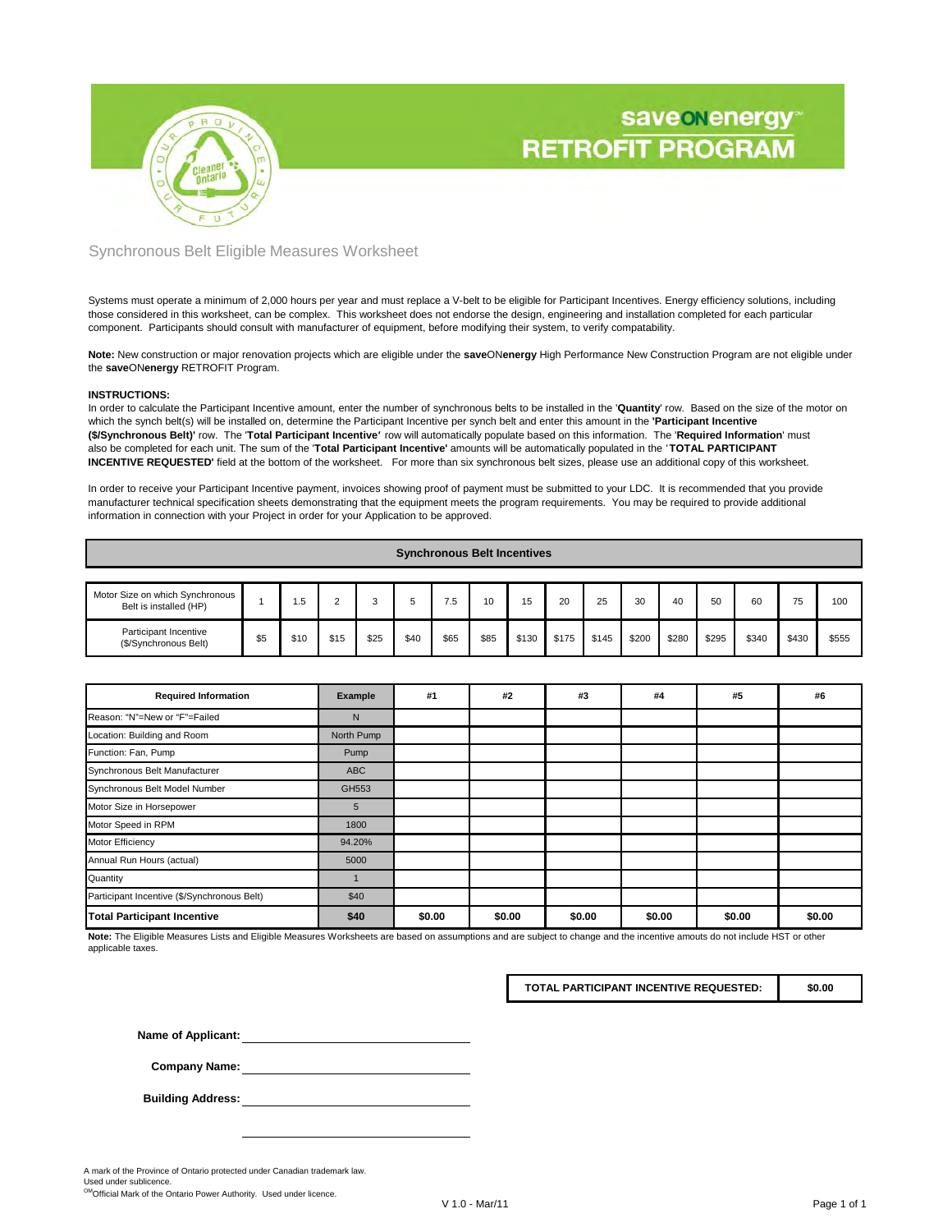# saveONenergy RETROFIT PROGRAM

## Synchronous Belt Eligible Measures Worksheet

Systems must operate a minimum of 2,000 hours per year and must replace a V-belt to be eligible for Participant Incentives. Energy efficiency solutions, including those considered in this worksheet, can be complex. This worksheet does not endorse the design, engineering and installation completed for each particular component. Participants should consult with manufacturer of equipment, before modifying their system, to verify compatability.

**Note:** New construction or major renovation projects which are eligible under the **save**ON**energy** High Performance New Construction Program are not eligible under the **save**ON**energy** RETROFIT Program.

**INSTRUCTIONS:**
In order to calculate the Participant Incentive amount, enter the number of synchronous belts to be installed in the '**Quantity**' row. Based on the size of the motor on which the synch belt(s) will be installed on, determine the Participant Incentive per synch belt and enter this amount in the **'Participant Incentive ($/Synchronous Belt)'** row. The '**Total Participant Incentive'** row will automatically populate based on this information. The '**Required Information**' must also be completed for each unit. The sum of the '**Total Participant Incentive'** amounts will be automatically populated in the '**TOTAL PARTICIPANT INCENTIVE REQUESTED'** field at the bottom of the worksheet. For more than six synchronous belt sizes, please use an additional copy of this worksheet.

In order to receive your Participant Incentive payment, invoices showing proof of payment must be submitted to your LDC. It is recommended that you provide manufacturer technical specification sheets demonstrating that the equipment meets the program requirements. You may be required to provide additional information in connection with your Project in order for your Application to be approved.

**Synchronous Belt Incentives**

| Motor Size on which Synchronous Belt is installed (HP) | 1 | 1.5 | 2 | 3 | 5 | 7.5 | 10 | 15 | 20 | 25 | 30 | 40 | 50 | 60 | 75 | 100 |
|---|---|---|---|---|---|---|---|---|---|---|---|---|---|---|---|---|
| Participant Incentive ($/Synchronous Belt) | $5 | $10 | $15 | $25 | $40 | $65 | $85 | $130 | $175 | $145 | $200 | $280 | $295 | $340 | $430 | $555 |

| Required Information | Example | #1 | #2 | #3 | #4 | #5 | #6 |
|---|---|---|---|---|---|---|---|
| Reason: "N"=New or "F"=Failed | N | | | | | | |
| Location: Building and Room | North Pump | | | | | | |
| Function: Fan, Pump | Pump | | | | | | |
| Synchronous Belt Manufacturer | ABC | | | | | | |
| Synchronous Belt Model Number | GH553 | | | | | | |
| Motor Size in Horsepower | 5 | | | | | | |
| Motor Speed in RPM | 1800 | | | | | | |
| Motor Efficiency | 94.20% | | | | | | |
| Annual Run Hours (actual) | 5000 | | | | | | |
| Quantity | 1 | | | | | | |
| Participant Incentive ($/Synchronous Belt) | $40 | | | | | | |
| **Total Participant Incentive** | **$40** | **$0.00** | **$0.00** | **$0.00** | **$0.00** | **$0.00** | **$0.00** |

**Note:** The Eligible Measures Lists and Eligible Measures Worksheets are based on assumptions and are subject to change and the incentive amouts do not include HST or other applicable taxes.

| TOTAL PARTICIPANT INCENTIVE REQUESTED: | $0.00 |
|---|---|

**Name of Applicant:** ______________________

**Company Name:** ______________________

**Building Address:** ______________________

______________________

A mark of the Province of Ontario protected under Canadian trademark law.
Used under sublicence.
OM Official Mark of the Ontario Power Authority. Used under licence.

V 1.0 - Mar/11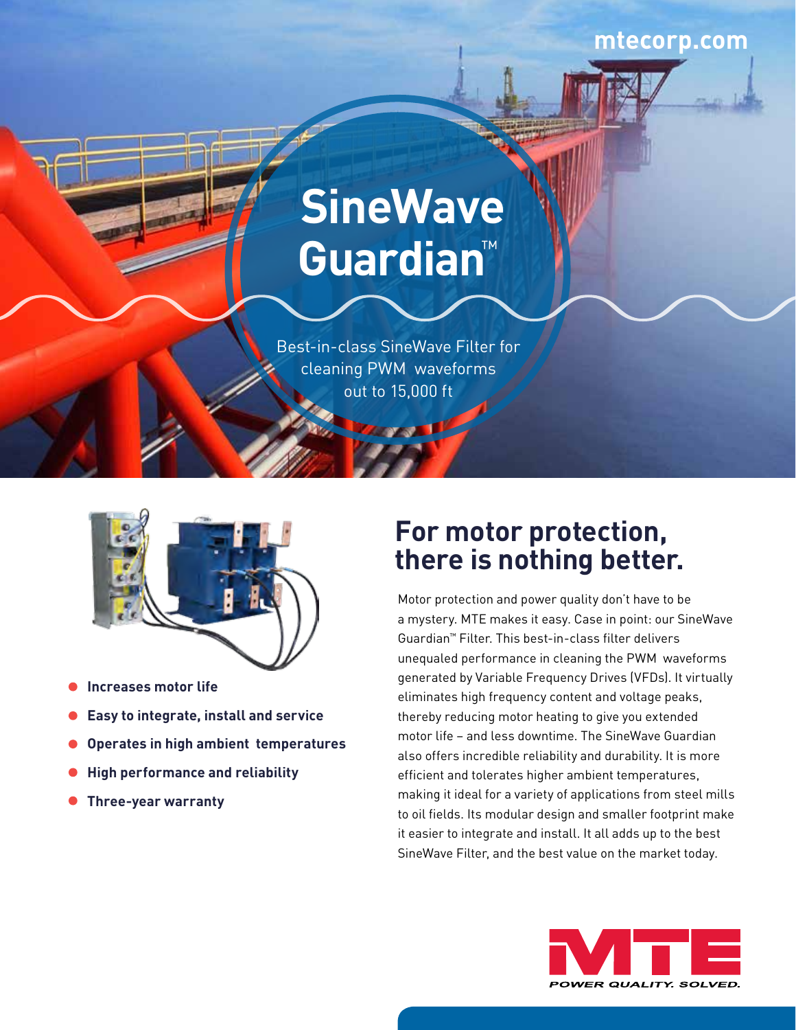mtecorp.com

# SineWave Guardian™

Best-in-class SineWave Filter for cleaning PWM waveforms out to 15,000 ft

- **Increases motor life**
- **Easy to integrate, install and service**
- **Operates in high ambient temperatures**
- **High performance and reliability**
- **Three-year warranty**

## For motor protection, there is nothing better.

Motor protection and power quality don't have to be a mystery. MTE makes it easy. Case in point: our SineWave Guardian™ Filter. This best-in-class filter delivers unequaled performance in cleaning the PWM waveforms generated by Variable Frequency Drives (VFDs). It virtually eliminates high frequency content and voltage peaks, thereby reducing motor heating to give you extended motor life – and less downtime. The SineWave Guardian also offers incredible reliability and durability. It is more efficient and tolerates higher ambient temperatures, making it ideal for a variety of applications from steel mills to oil fields. Its modular design and smaller footprint make it easier to integrate and install. It all adds up to the best SineWave Filter, and the best value on the market today.

MTE

POWER QUALITY. SOLVED.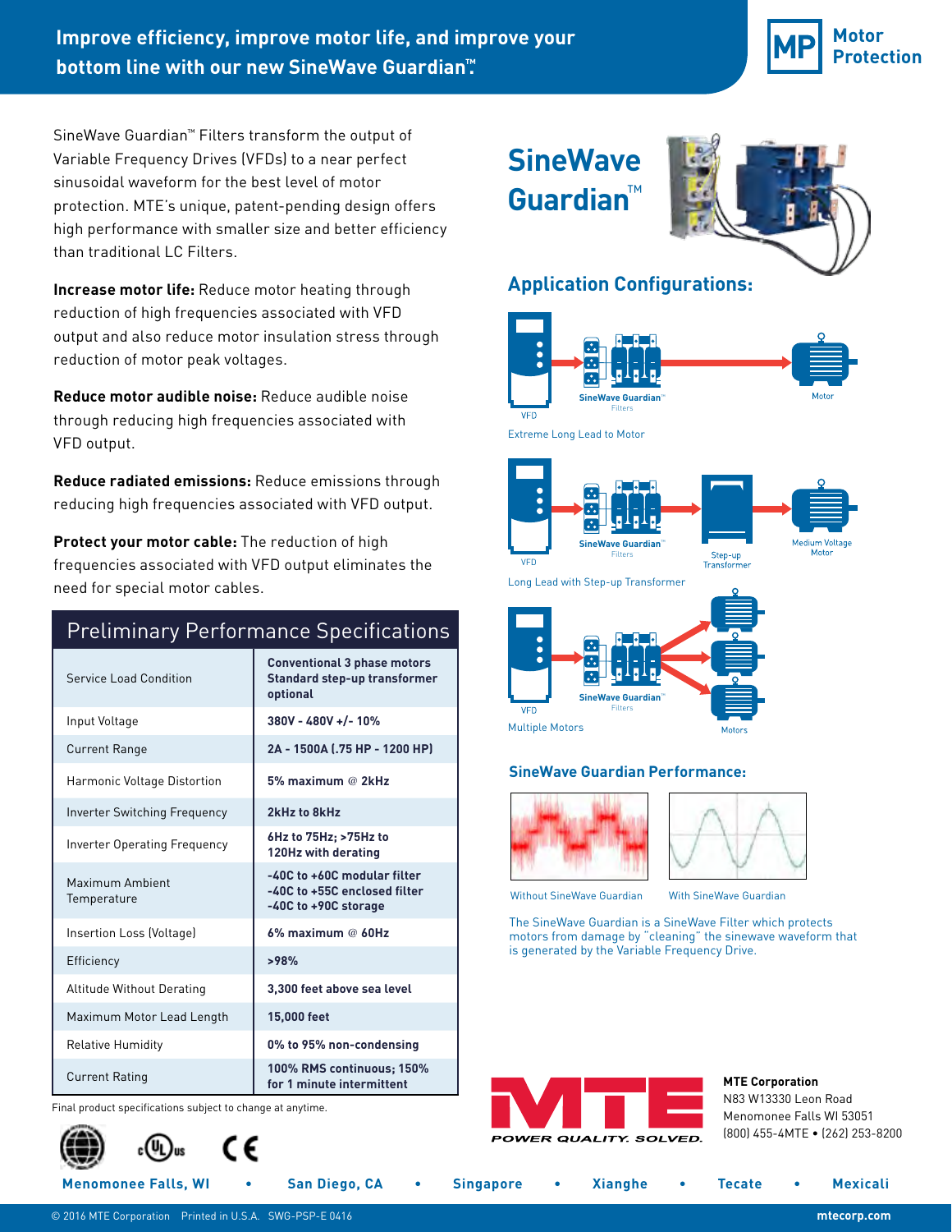# Improve efficiency, improve motor life, and improve your bottom line with our new SineWave Guardian™.

MP Motor Protection

SineWave Guardian™ Filters transform the output of Variable Frequency Drives (VFDs) to a near perfect sinusoidal waveform for the best level of motor protection. MTE's unique, patent-pending design offers high performance with smaller size and better efficiency than traditional LC Filters.

**Increase motor life:** Reduce motor heating through reduction of high frequencies associated with VFD output and also reduce motor insulation stress through reduction of motor peak voltages.

**Reduce motor audible noise:** Reduce audible noise through reducing high frequencies associated with VFD output.

**Reduce radiated emissions:** Reduce emissions through reducing high frequencies associated with VFD output.

**Protect your motor cable:** The reduction of high frequencies associated with VFD output eliminates the need for special motor cables.

## Preliminary Performance Specifications

| | |
|---|---|
| Service Load Condition | **Conventional 3 phase motors Standard step-up transformer optional** |
| Input Voltage | **380V - 480V +/- 10%** |
| Current Range | **2A - 1500A (.75 HP - 1200 HP)** |
| Harmonic Voltage Distortion | **5% maximum @ 2kHz** |
| Inverter Switching Frequency | **2kHz to 8kHz** |
| Inverter Operating Frequency | **6Hz to 75Hz; >75Hz to 120Hz with derating** |
| Maximum Ambient Temperature | **-40C to +60C modular filter -40C to +55C enclosed filter -40C to +90C storage** |
| Insertion Loss (Voltage) | **6% maximum @ 60Hz** |
| Efficiency | **>98%** |
| Altitude Without Derating | **3,300 feet above sea level** |
| Maximum Motor Lead Length | **15,000 feet** |
| Relative Humidity | **0% to 95% non-condensing** |
| Current Rating | **100% RMS continuous; 150% for 1 minute intermittent** |

Final product specifications subject to change at anytime.

# SineWave Guardian™

## Application Configurations:

VFD
SineWave Guardian™ Filters
Motor

Extreme Long Lead to Motor

VFD
SineWave Guardian™ Filters
Step-up Transformer
Medium Voltage Motor

Long Lead with Step-up Transformer

VFD
SineWave Guardian™ Filters
Motors

Multiple Motors

## SineWave Guardian Performance:

Without SineWave Guardian

With SineWave Guardian

The SineWave Guardian is a SineWave Filter which protects motors from damage by "cleaning" the sinewave waveform that is generated by the Variable Frequency Drive.

MTE POWER QUALITY. SOLVED.

**MTE Corporation**
N83 W13330 Leon Road
Menomonee Falls WI 53051
(800) 455-4MTE • (262) 253-8200

Menomonee Falls, WI • San Diego, CA • Singapore • Xianghe • Tecate • Mexicali

© 2016 MTE Corporation Printed in U.S.A. SWG-PSP-E 0416

mtecorp.com